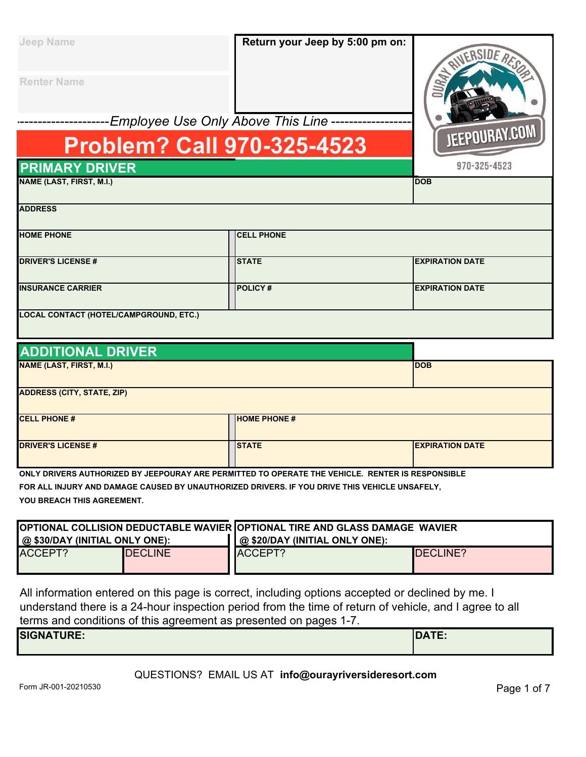| Jeep Name | Return your Jeep by 5:00 pm on: |
|---|---|
| Renter Name | |

---------------------*Employee Use Only Above This Line*------------------

OURAY RIVERSIDE RESORT

JEEPOURAY.COM

970-325-4523

# Problem? Call 970-325-4523

## PRIMARY DRIVER

| NAME (LAST, FIRST, M.I.) | | DOB |
|---|---|---|
| ADDRESS | | |
| HOME PHONE | CELL PHONE | |
| DRIVER'S LICENSE # | STATE | EXPIRATION DATE |
| INSURANCE CARRIER | POLICY # | EXPIRATION DATE |
| LOCAL CONTACT (HOTEL/CAMPGROUND, ETC.) | | |

## ADDITIONAL DRIVER

| NAME (LAST, FIRST, M.I.) | | DOB |
|---|---|---|
| ADDRESS (CITY, STATE, ZIP) | | |
| CELL PHONE # | HOME PHONE # | |
| DRIVER'S LICENSE # | STATE | EXPIRATION DATE |

**ONLY DRIVERS AUTHORIZED BY JEEPOURAY ARE PERMITTED TO OPERATE THE VEHICLE. RENTER IS RESPONSIBLE FOR ALL INJURY AND DAMAGE CAUSED BY UNAUTHORIZED DRIVERS. IF YOU DRIVE THIS VEHICLE UNSAFELY, YOU BREACH THIS AGREEMENT.**

| OPTIONAL COLLISION DEDUCTABLE WAVIER @ $30/DAY (INITIAL ONLY ONE): | | OPTIONAL TIRE AND GLASS DAMAGE WAVIER @ $20/DAY (INITIAL ONLY ONE): | |
|---|---|---|---|
| ACCEPT? | DECLINE | ACCEPT? | DECLINE? |

All information entered on this page is correct, including options accepted or declined by me. I understand there is a 24-hour inspection period from the time of return of vehicle, and I agree to all terms and conditions of this agreement as presented on pages 1-7.

| SIGNATURE: | DATE: |
|---|---|

QUESTIONS? EMAIL US AT **info@ourayriversideresort.com**

Form JR-001-20210530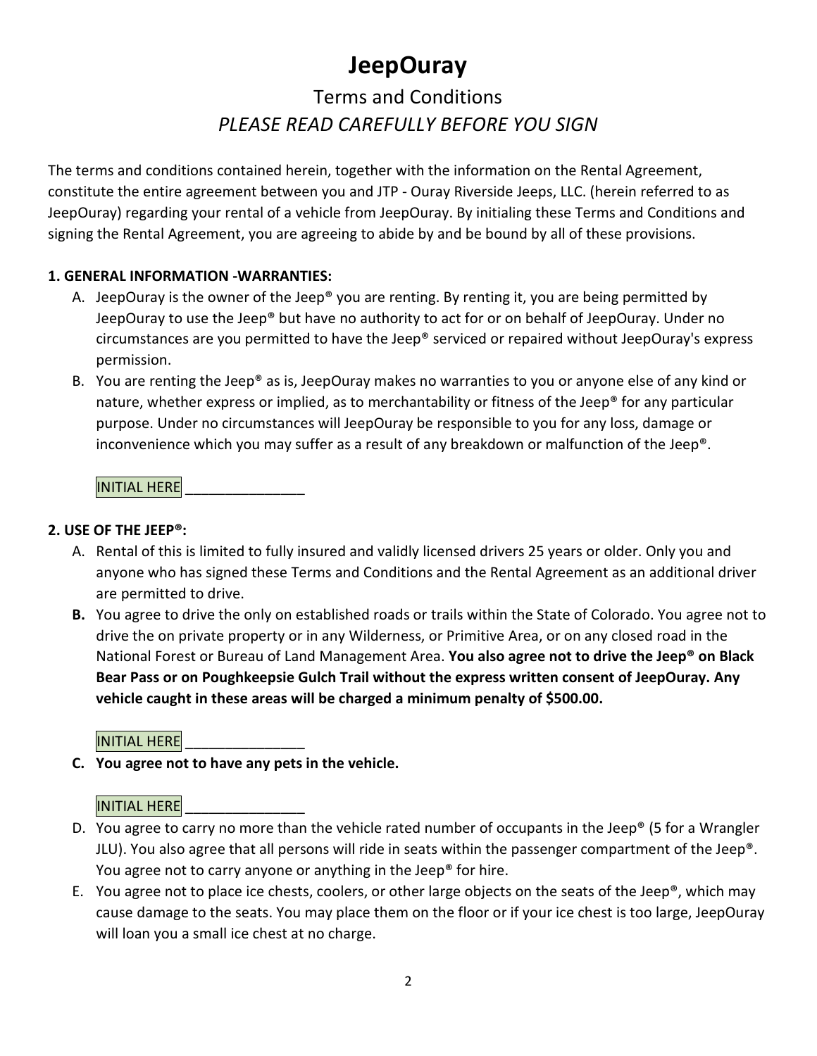# JeepOuray

## Terms and Conditions

## *PLEASE READ CAREFULLY BEFORE YOU SIGN*

The terms and conditions contained herein, together with the information on the Rental Agreement, constitute the entire agreement between you and JTP - Ouray Riverside Jeeps, LLC. (herein referred to as JeepOuray) regarding your rental of a vehicle from JeepOuray. By initialing these Terms and Conditions and signing the Rental Agreement, you are agreeing to abide by and be bound by all of these provisions.

**1. GENERAL INFORMATION -WARRANTIES:**

A. JeepOuray is the owner of the Jeep® you are renting. By renting it, you are being permitted by JeepOuray to use the Jeep® but have no authority to act for or on behalf of JeepOuray. Under no circumstances are you permitted to have the Jeep® serviced or repaired without JeepOuray's express permission.

B. You are renting the Jeep® as is, JeepOuray makes no warranties to you or anyone else of any kind or nature, whether express or implied, as to merchantability or fitness of the Jeep® for any particular purpose. Under no circumstances will JeepOuray be responsible to you for any loss, damage or inconvenience which you may suffer as a result of any breakdown or malfunction of the Jeep®.

INITIAL HERE _______________

**2. USE OF THE JEEP®:**

A. Rental of this is limited to fully insured and validly licensed drivers 25 years or older. Only you and anyone who has signed these Terms and Conditions and the Rental Agreement as an additional driver are permitted to drive.

**B.** You agree to drive the only on established roads or trails within the State of Colorado. You agree not to drive the on private property or in any Wilderness, or Primitive Area, or on any closed road in the National Forest or Bureau of Land Management Area. **You also agree not to drive the Jeep® on Black Bear Pass or on Poughkeepsie Gulch Trail without the express written consent of JeepOuray. Any vehicle caught in these areas will be charged a minimum penalty of $500.00.**

INITIAL HERE _______________

**C. You agree not to have any pets in the vehicle.**

INITIAL HERE _______________

D. You agree to carry no more than the vehicle rated number of occupants in the Jeep® (5 for a Wrangler JLU). You also agree that all persons will ride in seats within the passenger compartment of the Jeep®. You agree not to carry anyone or anything in the Jeep® for hire.

E. You agree not to place ice chests, coolers, or other large objects on the seats of the Jeep®, which may cause damage to the seats. You may place them on the floor or if your ice chest is too large, JeepOuray will loan you a small ice chest at no charge.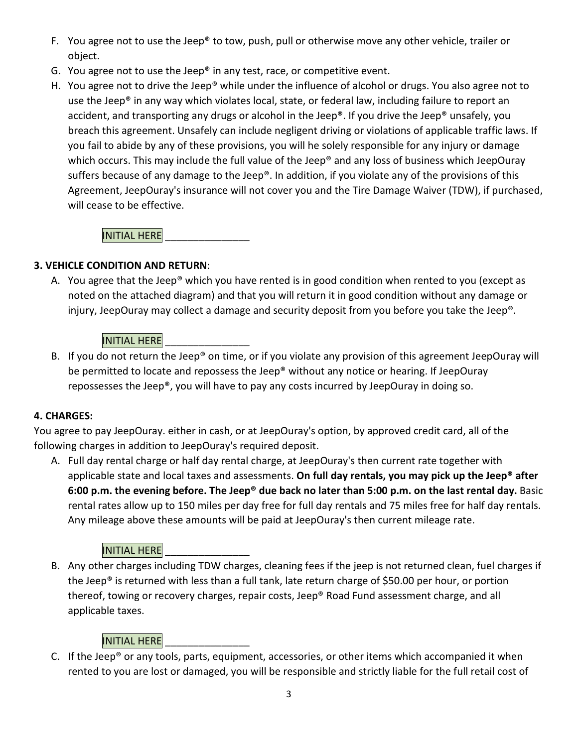F. You agree not to use the Jeep® to tow, push, pull or otherwise move any other vehicle, trailer or object.

G. You agree not to use the Jeep® in any test, race, or competitive event.

H. You agree not to drive the Jeep® while under the influence of alcohol or drugs. You also agree not to use the Jeep® in any way which violates local, state, or federal law, including failure to report an accident, and transporting any drugs or alcohol in the Jeep®. If you drive the Jeep® unsafely, you breach this agreement. Unsafely can include negligent driving or violations of applicable traffic laws. If you fail to abide by any of these provisions, you will he solely responsible for any injury or damage which occurs. This may include the full value of the Jeep® and any loss of business which JeepOuray suffers because of any damage to the Jeep®. In addition, if you violate any of the provisions of this Agreement, JeepOuray's insurance will not cover you and the Tire Damage Waiver (TDW), if purchased, will cease to be effective.

INITIAL HERE _______________

**3. VEHICLE CONDITION AND RETURN**:

A. You agree that the Jeep® which you have rented is in good condition when rented to you (except as noted on the attached diagram) and that you will return it in good condition without any damage or injury, JeepOuray may collect a damage and security deposit from you before you take the Jeep®.

INITIAL HERE _______________

B. If you do not return the Jeep® on time, or if you violate any provision of this agreement JeepOuray will be permitted to locate and repossess the Jeep® without any notice or hearing. If JeepOuray repossesses the Jeep®, you will have to pay any costs incurred by JeepOuray in doing so.

**4. CHARGES:**

You agree to pay JeepOuray. either in cash, or at JeepOuray's option, by approved credit card, all of the following charges in addition to JeepOuray's required deposit.

A. Full day rental charge or half day rental charge, at JeepOuray's then current rate together with applicable state and local taxes and assessments. **On full day rentals, you may pick up the Jeep® after 6:00 p.m. the evening before. The Jeep® due back no later than 5:00 p.m. on the last rental day.** Basic rental rates allow up to 150 miles per day free for full day rentals and 75 miles free for half day rentals. Any mileage above these amounts will be paid at JeepOuray's then current mileage rate.

INITIAL HERE _______________

B. Any other charges including TDW charges, cleaning fees if the jeep is not returned clean, fuel charges if the Jeep® is returned with less than a full tank, late return charge of $50.00 per hour, or portion thereof, towing or recovery charges, repair costs, Jeep® Road Fund assessment charge, and all applicable taxes.

INITIAL HERE _______________

C. If the Jeep® or any tools, parts, equipment, accessories, or other items which accompanied it when rented to you are lost or damaged, you will be responsible and strictly liable for the full retail cost of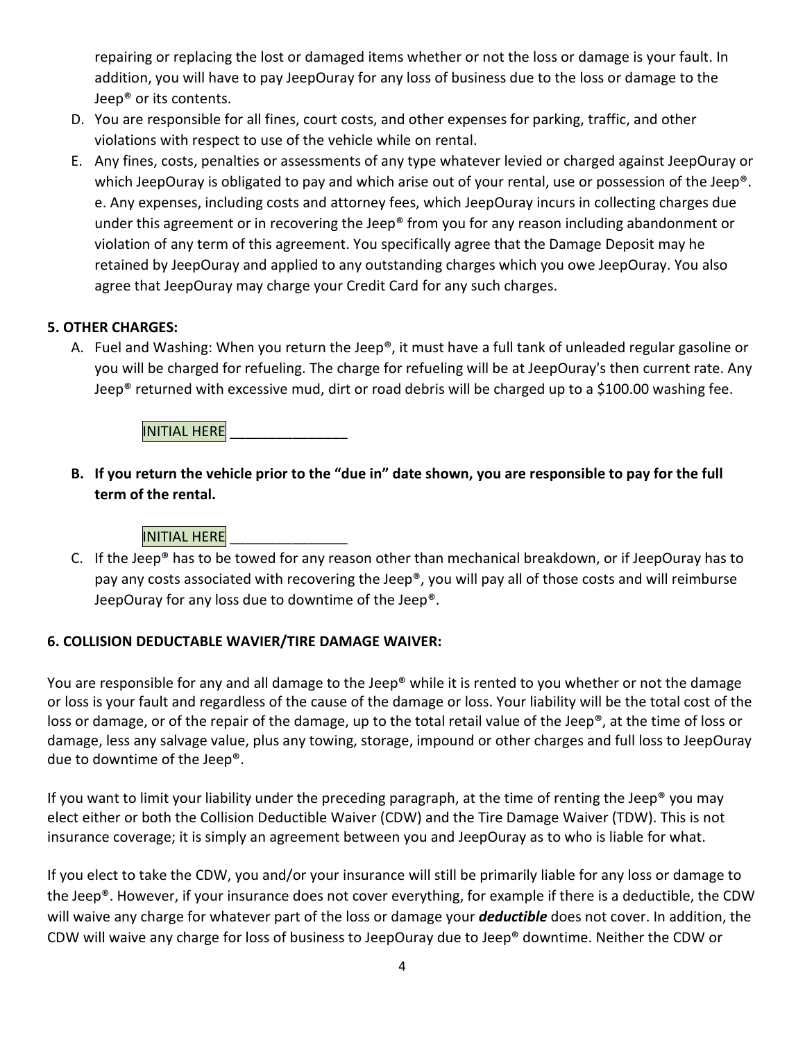repairing or replacing the lost or damaged items whether or not the loss or damage is your fault. In addition, you will have to pay JeepOuray for any loss of business due to the loss or damage to the Jeep® or its contents.

D. You are responsible for all fines, court costs, and other expenses for parking, traffic, and other violations with respect to use of the vehicle while on rental.
E. Any fines, costs, penalties or assessments of any type whatever levied or charged against JeepOuray or which JeepOuray is obligated to pay and which arise out of your rental, use or possession of the Jeep®. e. Any expenses, including costs and attorney fees, which JeepOuray incurs in collecting charges due under this agreement or in recovering the Jeep® from you for any reason including abandonment or violation of any term of this agreement. You specifically agree that the Damage Deposit may he retained by JeepOuray and applied to any outstanding charges which you owe JeepOuray. You also agree that JeepOuray may charge your Credit Card for any such charges.

**5. OTHER CHARGES:**

A. Fuel and Washing: When you return the Jeep®, it must have a full tank of unleaded regular gasoline or you will be charged for refueling. The charge for refueling will be at JeepOuray's then current rate. Any Jeep® returned with excessive mud, dirt or road debris will be charged up to a $100.00 washing fee.

   INITIAL HERE _______________

B. **If you return the vehicle prior to the "due in" date shown, you are responsible to pay for the full term of the rental.**

   INITIAL HERE _______________

C. If the Jeep® has to be towed for any reason other than mechanical breakdown, or if JeepOuray has to pay any costs associated with recovering the Jeep®, you will pay all of those costs and will reimburse JeepOuray for any loss due to downtime of the Jeep®.

**6. COLLISION DEDUCTABLE WAVIER/TIRE DAMAGE WAIVER:**

You are responsible for any and all damage to the Jeep® while it is rented to you whether or not the damage or loss is your fault and regardless of the cause of the damage or loss. Your liability will be the total cost of the loss or damage, or of the repair of the damage, up to the total retail value of the Jeep®, at the time of loss or damage, less any salvage value, plus any towing, storage, impound or other charges and full loss to JeepOuray due to downtime of the Jeep®.

If you want to limit your liability under the preceding paragraph, at the time of renting the Jeep® you may elect either or both the Collision Deductible Waiver (CDW) and the Tire Damage Waiver (TDW). This is not insurance coverage; it is simply an agreement between you and JeepOuray as to who is liable for what.

If you elect to take the CDW, you and/or your insurance will still be primarily liable for any loss or damage to the Jeep®. However, if your insurance does not cover everything, for example if there is a deductible, the CDW will waive any charge for whatever part of the loss or damage your ***deductible*** does not cover. In addition, the CDW will waive any charge for loss of business to JeepOuray due to Jeep® downtime. Neither the CDW or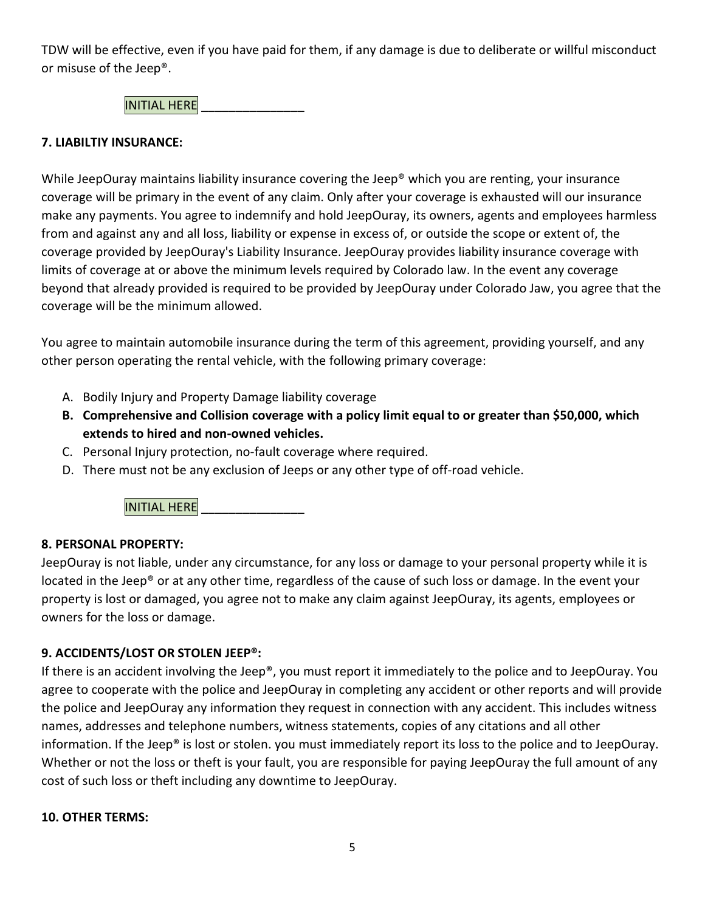TDW will be effective, even if you have paid for them, if any damage is due to deliberate or willful misconduct or misuse of the Jeep®.

INITIAL HERE _______________

**7. LIABILTIY INSURANCE:**

While JeepOuray maintains liability insurance covering the Jeep® which you are renting, your insurance coverage will be primary in the event of any claim. Only after your coverage is exhausted will our insurance make any payments. You agree to indemnify and hold JeepOuray, its owners, agents and employees harmless from and against any and all loss, liability or expense in excess of, or outside the scope or extent of, the coverage provided by JeepOuray's Liability Insurance. JeepOuray provides liability insurance coverage with limits of coverage at or above the minimum levels required by Colorado law. In the event any coverage beyond that already provided is required to be provided by JeepOuray under Colorado Jaw, you agree that the coverage will be the minimum allowed.

You agree to maintain automobile insurance during the term of this agreement, providing yourself, and any other person operating the rental vehicle, with the following primary coverage:

A. Bodily Injury and Property Damage liability coverage
B. **Comprehensive and Collision coverage with a policy limit equal to or greater than $50,000, which extends to hired and non-owned vehicles.**
C. Personal Injury protection, no-fault coverage where required.
D. There must not be any exclusion of Jeeps or any other type of off-road vehicle.

INITIAL HERE _______________

**8. PERSONAL PROPERTY:**

JeepOuray is not liable, under any circumstance, for any loss or damage to your personal property while it is located in the Jeep® or at any other time, regardless of the cause of such loss or damage. In the event your property is lost or damaged, you agree not to make any claim against JeepOuray, its agents, employees or owners for the loss or damage.

**9. ACCIDENTS/LOST OR STOLEN JEEP®:**

If there is an accident involving the Jeep®, you must report it immediately to the police and to JeepOuray. You agree to cooperate with the police and JeepOuray in completing any accident or other reports and will provide the police and JeepOuray any information they request in connection with any accident. This includes witness names, addresses and telephone numbers, witness statements, copies of any citations and all other information. If the Jeep® is lost or stolen. you must immediately report its loss to the police and to JeepOuray. Whether or not the loss or theft is your fault, you are responsible for paying JeepOuray the full amount of any cost of such loss or theft including any downtime to JeepOuray.

**10. OTHER TERMS:**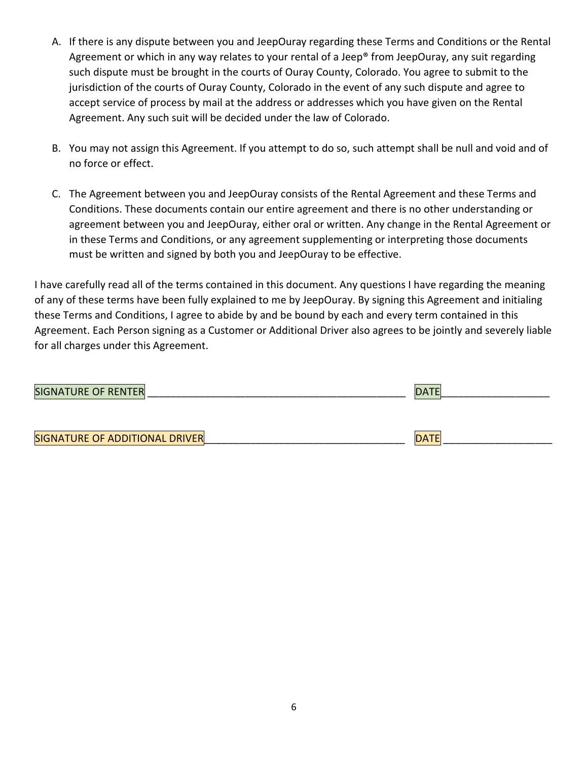A. If there is any dispute between you and JeepOuray regarding these Terms and Conditions or the Rental Agreement or which in any way relates to your rental of a Jeep® from JeepOuray, any suit regarding such dispute must be brought in the courts of Ouray County, Colorado. You agree to submit to the jurisdiction of the courts of Ouray County, Colorado in the event of any such dispute and agree to accept service of process by mail at the address or addresses which you have given on the Rental Agreement. Any such suit will be decided under the law of Colorado.

B. You may not assign this Agreement. If you attempt to do so, such attempt shall be null and void and of no force or effect.

C. The Agreement between you and JeepOuray consists of the Rental Agreement and these Terms and Conditions. These documents contain our entire agreement and there is no other understanding or agreement between you and JeepOuray, either oral or written. Any change in the Rental Agreement or in these Terms and Conditions, or any agreement supplementing or interpreting those documents must be written and signed by both you and JeepOuray to be effective.

I have carefully read all of the terms contained in this document. Any questions I have regarding the meaning of any of these terms have been fully explained to me by JeepOuray. By signing this Agreement and initialing these Terms and Conditions, I agree to abide by and be bound by each and every term contained in this Agreement. Each Person signing as a Customer or Additional Driver also agrees to be jointly and severely liable for all charges under this Agreement.

SIGNATURE OF RENTER ______________________________________________ DATE__________________

SIGNATURE OF ADDITIONAL DRIVER____________________________________ DATE __________________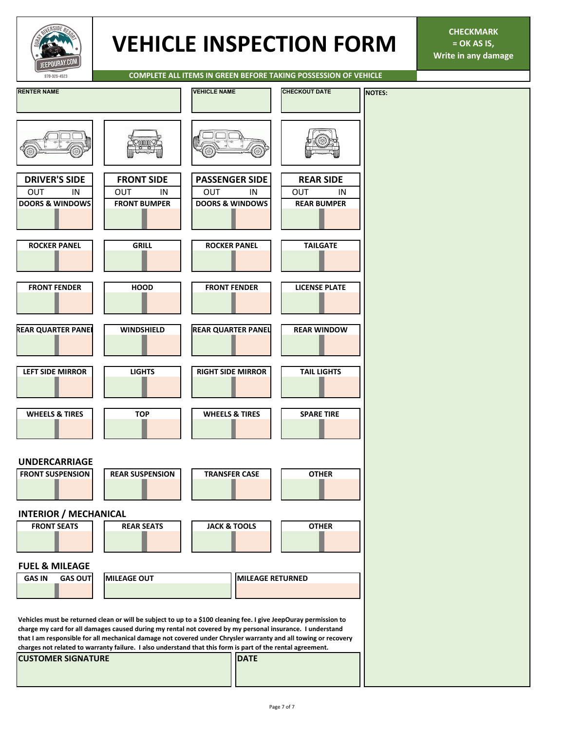# VEHICLE INSPECTION FORM

**CHECKMARK = OK AS IS, Write in any damage**

**COMPLETE ALL ITEMS IN GREEN BEFORE TAKING POSSESSION OF VEHICLE**

| RENTER NAME | VEHICLE NAME | CHECKOUT DATE |
|---|---|---|
| | | |

**NOTES:**

| DRIVER'S SIDE | FRONT SIDE | PASSENGER SIDE | REAR SIDE |
|---|---|---|---|
| OUT / IN | OUT / IN | OUT / IN | OUT / IN |
| DOORS & WINDOWS | FRONT BUMPER | DOORS & WINDOWS | REAR BUMPER |
| ROCKER PANEL | GRILL | ROCKER PANEL | TAILGATE |
| FRONT FENDER | HOOD | FRONT FENDER | LICENSE PLATE |
| REAR QUARTER PANEL | WINDSHIELD | REAR QUARTER PANEL | REAR WINDOW |
| LEFT SIDE MIRROR | LIGHTS | RIGHT SIDE MIRROR | TAIL LIGHTS |
| WHEELS & TIRES | TOP | WHEELS & TIRES | SPARE TIRE |

## UNDERCARRIAGE

| FRONT SUSPENSION | REAR SUSPENSION | TRANSFER CASE | OTHER |
|---|---|---|---|
| | | | |

## INTERIOR / MECHANICAL

| FRONT SEATS | REAR SEATS | JACK & TOOLS | OTHER |
|---|---|---|---|
| | | | |

## FUEL & MILEAGE

| GAS IN | GAS OUT | MILEAGE OUT | MILEAGE RETURNED |
|---|---|---|---|
| | | | |

**Vehicles must be returned clean or will be subject to up to a $100 cleaning fee. I give JeepOuray permission to charge my card for all damages caused during my rental not covered by my personal insurance. I understand that I am responsible for all mechanical damage not covered under Chrysler warranty and all towing or recovery charges not related to warranty failure. I also understand that this form is part of the rental agreement.**

| CUSTOMER SIGNATURE | DATE |
|---|---|
| | |